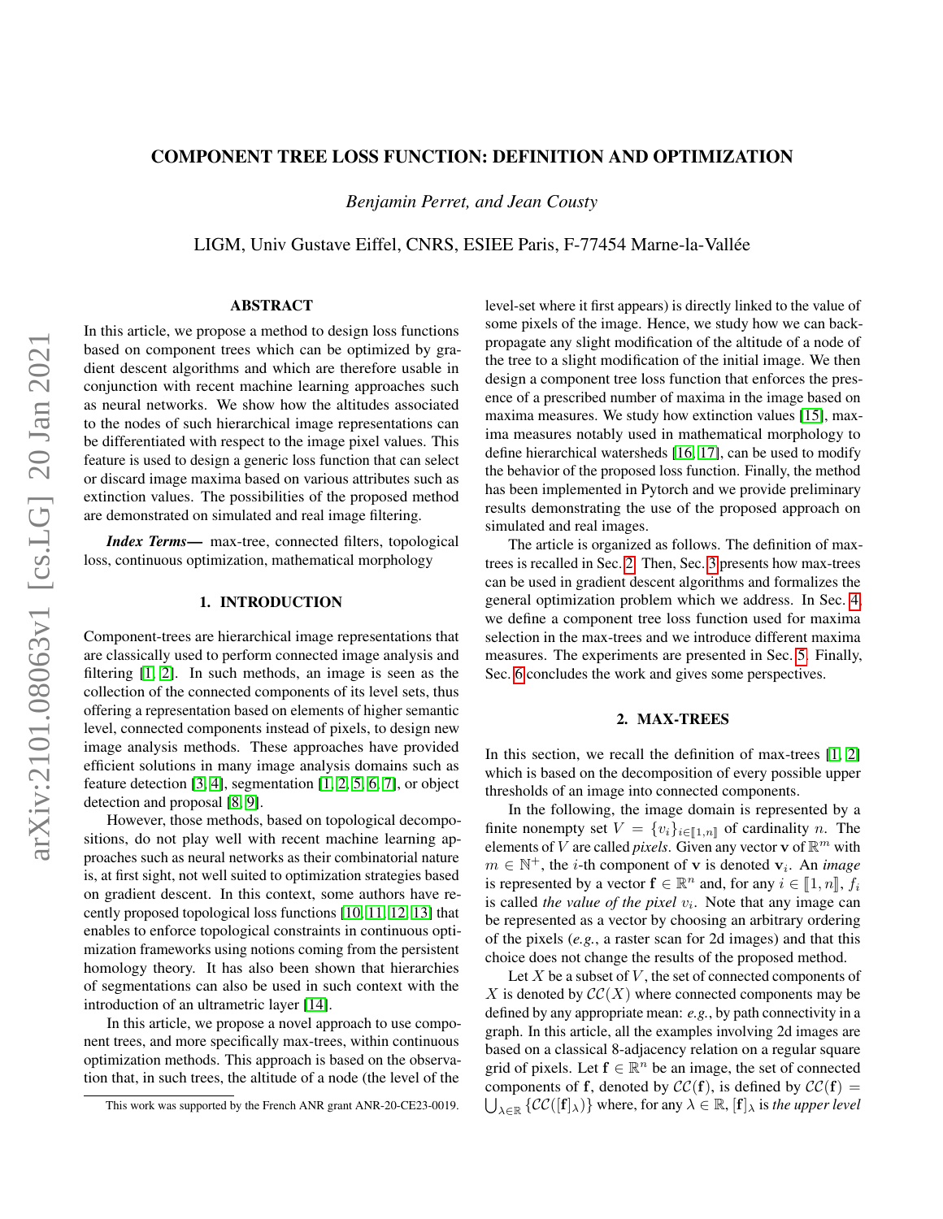# COMPONENT TREE LOSS FUNCTION: DEFINITION AND OPTIMIZATION

*Benjamin Perret, and Jean Cousty*

LIGM, Univ Gustave Eiffel, CNRS, ESIEE Paris, F-77454 Marne-la-Vallée

## ABSTRACT

In this article, we propose a method to design loss functions based on component trees which can be optimized by gradient descent algorithms and which are therefore usable in conjunction with recent machine learning approaches such as neural networks. We show how the altitudes associated to the nodes of such hierarchical image representations can be differentiated with respect to the image pixel values. This feature is used to design a generic loss function that can select or discard image maxima based on various attributes such as extinction values. The possibilities of the proposed method are demonstrated on simulated and real image filtering.

***Index Terms*—** max-tree, connected filters, topological loss, continuous optimization, mathematical morphology

## 1. INTRODUCTION

Component-trees are hierarchical image representations that are classically used to perform connected image analysis and filtering [1, 2]. In such methods, an image is seen as the collection of the connected components of its level sets, thus offering a representation based on elements of higher semantic level, connected components instead of pixels, to design new image analysis methods. These approaches have provided efficient solutions in many image analysis domains such as feature detection [3, 4], segmentation [1, 2, 5, 6, 7], or object detection and proposal [8, 9].

However, those methods, based on topological decompositions, do not play well with recent machine learning approaches such as neural networks as their combinatorial nature is, at first sight, not well suited to optimization strategies based on gradient descent. In this context, some authors have recently proposed topological loss functions [10, 11, 12, 13] that enables to enforce topological constraints in continuous optimization frameworks using notions coming from the persistent homology theory. It has also been shown that hierarchies of segmentations can also be used in such context with the introduction of an ultrametric layer [14].

In this article, we propose a novel approach to use component trees, and more specifically max-trees, within continuous optimization methods. This approach is based on the observation that, in such trees, the altitude of a node (the level of the level-set where it first appears) is directly linked to the value of some pixels of the image. Hence, we study how we can back-propagate any slight modification of the altitude of a node of the tree to a slight modification of the initial image. We then design a component tree loss function that enforces the presence of a prescribed number of maxima in the image based on maxima measures. We study how extinction values [15], maxima measures notably used in mathematical morphology to define hierarchical watersheds [16, 17], can be used to modify the behavior of the proposed loss function. Finally, the method has been implemented in Pytorch and we provide preliminary results demonstrating the use of the proposed approach on simulated and real images.

The article is organized as follows. The definition of max-trees is recalled in Sec. 2. Then, Sec. 3 presents how max-trees can be used in gradient descent algorithms and formalizes the general optimization problem which we address. In Sec. 4, we define a component tree loss function used for maxima selection in the max-trees and we introduce different maxima measures. The experiments are presented in Sec. 5. Finally, Sec. 6 concludes the work and gives some perspectives.

## 2. MAX-TREES

In this section, we recall the definition of max-trees [1, 2] which is based on the decomposition of every possible upper thresholds of an image into connected components.

In the following, the image domain is represented by a finite nonempty set $V = \{v_i\}_{i \in [\![1,n]\!]}$ of cardinality $n$. The elements of $V$ are called *pixels*. Given any vector $\mathbf{v}$ of $\mathbb{R}^m$ with $m \in \mathbb{N}^+$, the $i$-th component of $\mathbf{v}$ is denoted $\mathbf{v}_i$. An *image* is represented by a vector $\mathbf{f} \in \mathbb{R}^n$ and, for any $i \in [\![1,n]\!]$, $f_i$ is called *the value of the pixel* $v_i$. Note that any image can be represented as a vector by choosing an arbitrary ordering of the pixels (*e.g.*, a raster scan for 2d images) and that this choice does not change the results of the proposed method.

Let $X$ be a subset of $V$, the set of connected components of $X$ is denoted by $\mathcal{CC}(X)$ where connected components may be defined by any appropriate mean: *e.g.*, by path connectivity in a graph. In this article, all the examples involving 2d images are based on a classical 8-adjacency relation on a regular square grid of pixels. Let $\mathbf{f} \in \mathbb{R}^n$ be an image, the set of connected components of $\mathbf{f}$, denoted by $\mathcal{CC}(\mathbf{f})$, is defined by $\mathcal{CC}(\mathbf{f}) = \bigcup_{\lambda \in \mathbb{R}} \{\mathcal{CC}([\mathbf{f}]_\lambda)\}$ where, for any $\lambda \in \mathbb{R}$, $[\mathbf{f}]_\lambda$ is *the upper level*

This work was supported by the French ANR grant ANR-20-CE23-0019.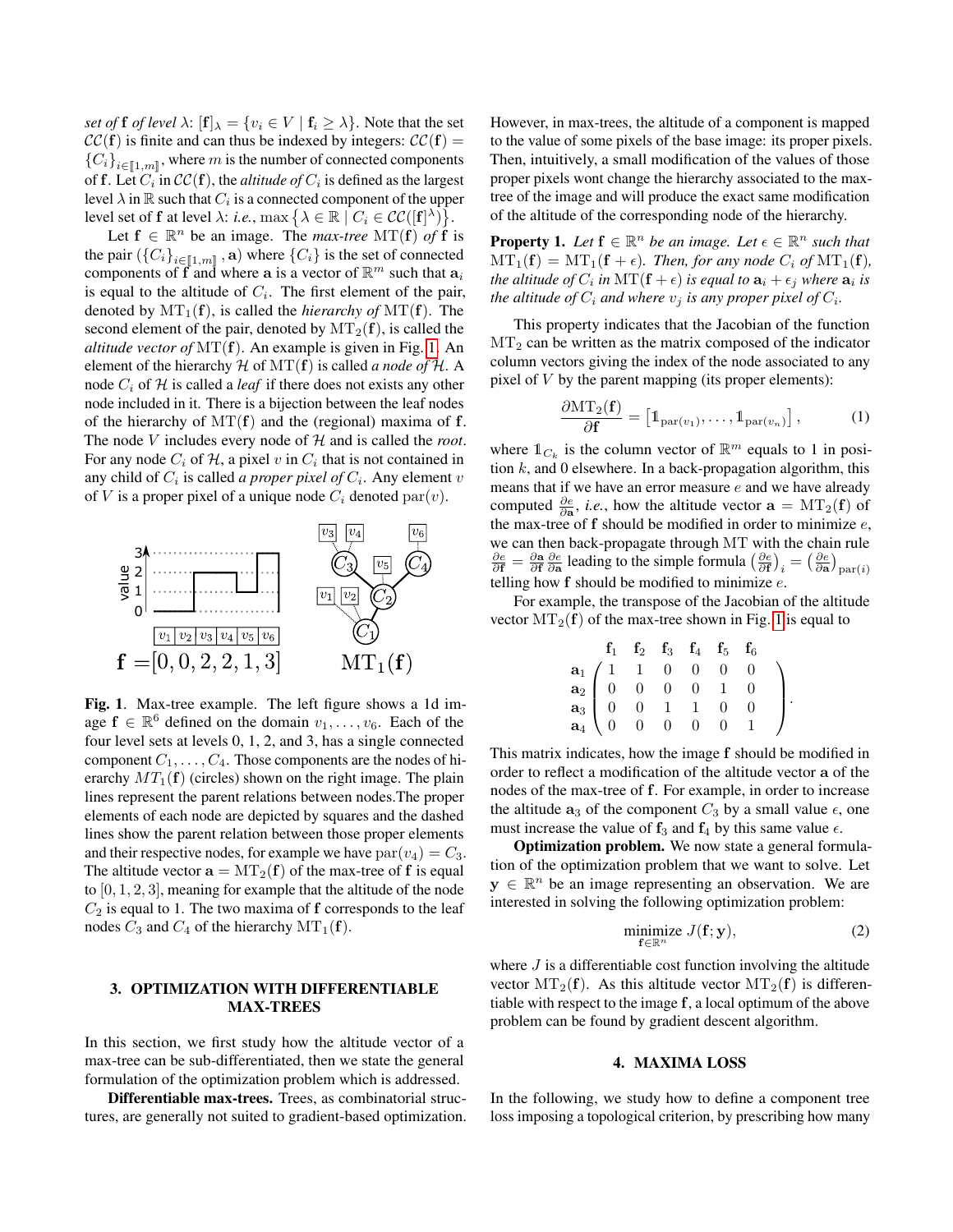*set of* $\mathbf{f}$ *of level* $\lambda$: $[\mathbf{f}]_\lambda = \{v_i \in V \mid \mathbf{f}_i \geq \lambda\}$. Note that the set $\mathcal{CC}(\mathbf{f})$ is finite and can thus be indexed by integers: $\mathcal{CC}(\mathbf{f}) = \{C_i\}_{i \in [\![1,m]\!]}$, where $m$ is the number of connected components of $\mathbf{f}$. Let $C_i$ in $\mathcal{CC}(\mathbf{f})$, the *altitude of* $C_i$ is defined as the largest level $\lambda$ in $\mathbb{R}$ such that $C_i$ is a connected component of the upper level set of $\mathbf{f}$ at level $\lambda$: *i.e.*, $\max\{\lambda \in \mathbb{R} \mid C_i \in \mathcal{CC}([\mathbf{f}]^\lambda)\}$.

Let $\mathbf{f} \in \mathbb{R}^n$ be an image. The *max-tree* $\mathrm{MT}(\mathbf{f})$ *of* $\mathbf{f}$ is the pair $(\{C_i\}_{i \in [\![1,m]\!]}, \mathbf{a})$ where $\{C_i\}$ is the set of connected components of $\mathbf{f}$ and where $\mathbf{a}$ is a vector of $\mathbb{R}^m$ such that $\mathbf{a}_i$ is equal to the altitude of $C_i$. The first element of the pair, denoted by $\mathrm{MT}_1(\mathbf{f})$, is called the *hierarchy of* $\mathrm{MT}(\mathbf{f})$. The second element of the pair, denoted by $\mathrm{MT}_2(\mathbf{f})$, is called the *altitude vector of* $\mathrm{MT}(\mathbf{f})$. An example is given in Fig. 1. An element of the hierarchy $\mathcal{H}$ of $\mathrm{MT}(\mathbf{f})$ is called *a node of* $\mathcal{H}$. A node $C_i$ of $\mathcal{H}$ is called a *leaf* if there does not exists any other node included in it. There is a bijection between the leaf nodes of the hierarchy of $\mathrm{MT}(\mathbf{f})$ and the (regional) maxima of $\mathbf{f}$. The node $V$ includes every node of $\mathcal{H}$ and is called the *root*. For any node $C_i$ of $\mathcal{H}$, a pixel $v$ in $C_i$ that is not contained in any child of $C_i$ is called *a proper pixel of* $C_i$. Any element $v$ of $V$ is a proper pixel of a unique node $C_i$ denoted $\mathrm{par}(v)$.

**Fig. 1**. Max-tree example. The left figure shows a 1d image $\mathbf{f} \in \mathbb{R}^6$ defined on the domain $v_1, \ldots, v_6$. Each of the four level sets at levels 0, 1, 2, and 3, has a single connected component $C_1, \ldots, C_4$. Those components are the nodes of hierarchy $MT_1(\mathbf{f})$ (circles) shown on the right image. The plain lines represent the parent relations between nodes.The proper elements of each node are depicted by squares and the dashed lines show the parent relation between those proper elements and their respective nodes, for example we have $\mathrm{par}(v_4) = C_3$. The altitude vector $\mathbf{a} = \mathrm{MT}_2(\mathbf{f})$ of the max-tree of $\mathbf{f}$ is equal to $[0, 1, 2, 3]$, meaning for example that the altitude of the node $C_2$ is equal to 1. The two maxima of $\mathbf{f}$ corresponds to the leaf nodes $C_3$ and $C_4$ of the hierarchy $\mathrm{MT}_1(\mathbf{f})$.

## 3. OPTIMIZATION WITH DIFFERENTIABLE MAX-TREES

In this section, we first study how the altitude vector of a max-tree can be sub-differentiated, then we state the general formulation of the optimization problem which is addressed.

**Differentiable max-trees.** Trees, as combinatorial structures, are generally not suited to gradient-based optimization. However, in max-trees, the altitude of a component is mapped to the value of some pixels of the base image: its proper pixels. Then, intuitively, a small modification of the values of those proper pixels wont change the hierarchy associated to the max-tree of the image and will produce the exact same modification of the altitude of the corresponding node of the hierarchy.

**Property 1.** *Let* $\mathbf{f} \in \mathbb{R}^n$ *be an image. Let* $\epsilon \in \mathbb{R}^n$ *such that* $\mathrm{MT}_1(\mathbf{f}) = \mathrm{MT}_1(\mathbf{f} + \epsilon)$*. Then, for any node* $C_i$ *of* $\mathrm{MT}_1(\mathbf{f})$*, the altitude of* $C_i$ *in* $\mathrm{MT}(\mathbf{f} + \epsilon)$ *is equal to* $\mathbf{a}_i + \epsilon_j$ *where* $\mathbf{a}_i$ *is the altitude of* $C_i$ *and where* $v_j$ *is any proper pixel of* $C_i$*.*

This property indicates that the Jacobian of the function $\mathrm{MT}_2$ can be written as the matrix composed of the indicator column vectors giving the index of the node associated to any pixel of $V$ by the parent mapping (its proper elements):

$$\frac{\partial \mathrm{MT}_2(\mathbf{f})}{\partial \mathbf{f}} = \left[\mathbb{1}_{\mathrm{par}(v_1)}, \ldots, \mathbb{1}_{\mathrm{par}(v_n)}\right], \tag{1}$$

where $\mathbb{1}_{C_k}$ is the column vector of $\mathbb{R}^m$ equals to 1 in position $k$, and 0 elsewhere. In a back-propagation algorithm, this means that if we have an error measure $e$ and we have already computed $\frac{\partial e}{\partial \mathbf{a}}$, *i.e.*, how the altitude vector $\mathbf{a} = \mathrm{MT}_2(\mathbf{f})$ of the max-tree of $\mathbf{f}$ should be modified in order to minimize $e$, we can then back-propagate through $\mathrm{MT}$ with the chain rule $\frac{\partial e}{\partial \mathbf{f}} = \frac{\partial \mathbf{a}}{\partial \mathbf{f}} \frac{\partial e}{\partial \mathbf{a}}$ leading to the simple formula $\left(\frac{\partial e}{\partial \mathbf{f}}\right)_i = \left(\frac{\partial e}{\partial \mathbf{a}}\right)_{\mathrm{par}(i)}$ telling how $\mathbf{f}$ should be modified to minimize $e$.

For example, the transpose of the Jacobian of the altitude vector $\mathrm{MT}_2(\mathbf{f})$ of the max-tree shown in Fig. 1 is equal to

$$\begin{array}{c} \\ \mathbf{a}_1 \\ \mathbf{a}_2 \\ \mathbf{a}_3 \\ \mathbf{a}_4 \end{array} \begin{array}{c} \begin{array}{cccccc} \mathbf{f}_1 & \mathbf{f}_2 & \mathbf{f}_3 & \mathbf{f}_4 & \mathbf{f}_5 & \mathbf{f}_6 \end{array} \\ \left(\begin{array}{cccccc} 1 & 1 & 0 & 0 & 0 & 0 \\ 0 & 0 & 0 & 0 & 1 & 0 \\ 0 & 0 & 1 & 1 & 0 & 0 \\ 0 & 0 & 0 & 0 & 0 & 1 \end{array}\right) \end{array}.$$

This matrix indicates, how the image $\mathbf{f}$ should be modified in order to reflect a modification of the altitude vector $\mathbf{a}$ of the nodes of the max-tree of $\mathbf{f}$. For example, in order to increase the altitude $\mathbf{a}_3$ of the component $C_3$ by a small value $\epsilon$, one must increase the value of $\mathbf{f}_3$ and $\mathbf{f}_4$ by this same value $\epsilon$.

**Optimization problem.** We now state a general formulation of the optimization problem that we want to solve. Let $\mathbf{y} \in \mathbb{R}^n$ be an image representing an observation. We are interested in solving the following optimization problem:

$$\underset{\mathbf{f} \in \mathbb{R}^n}{\mathrm{minimize}}\ J(\mathbf{f}; \mathbf{y}), \tag{2}$$

where $J$ is a differentiable cost function involving the altitude vector $\mathrm{MT}_2(\mathbf{f})$. As this altitude vector $\mathrm{MT}_2(\mathbf{f})$ is differentiable with respect to the image $\mathbf{f}$, a local optimum of the above problem can be found by gradient descent algorithm.

## 4. MAXIMA LOSS

In the following, we study how to define a component tree loss imposing a topological criterion, by prescribing how many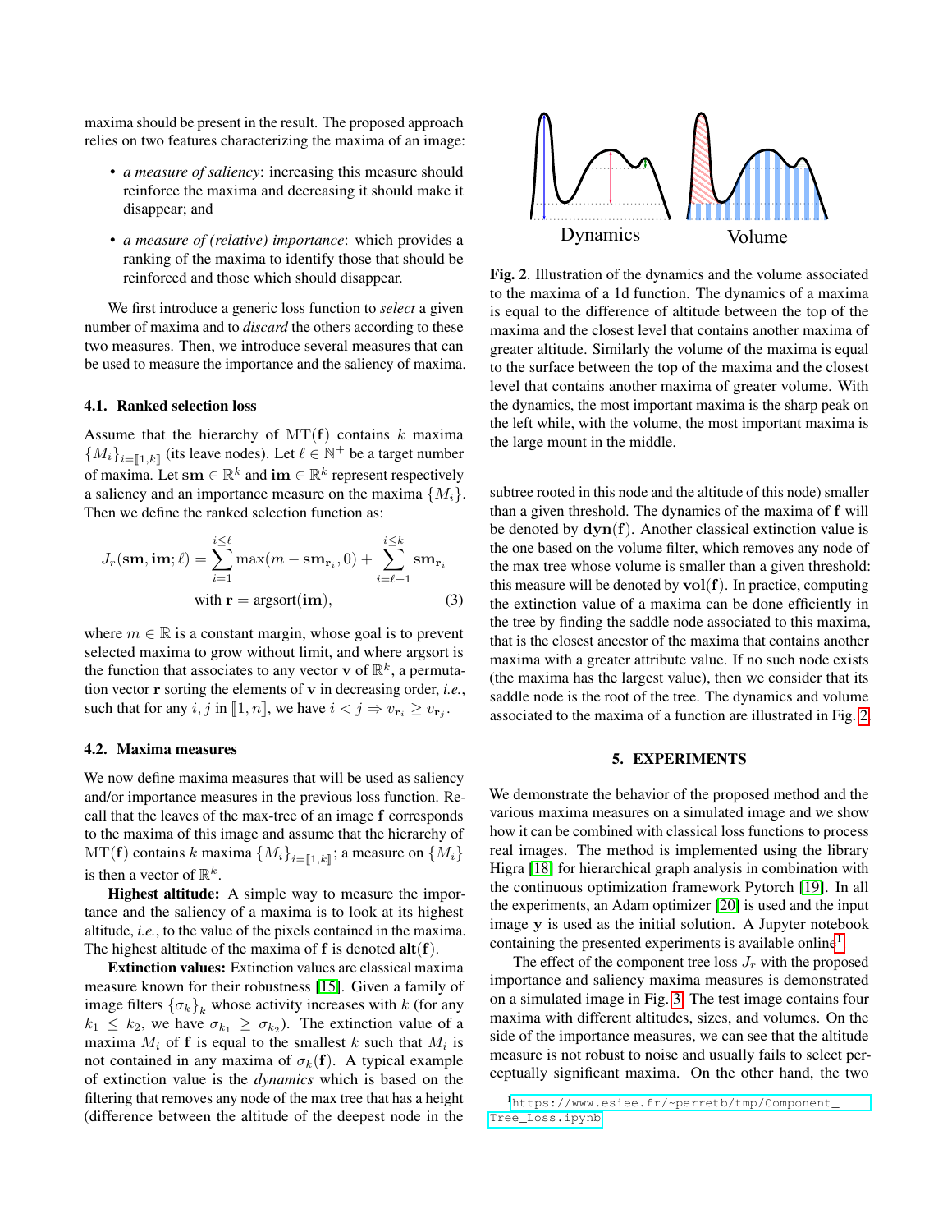maxima should be present in the result. The proposed approach relies on two features characterizing the maxima of an image:

- *a measure of saliency*: increasing this measure should reinforce the maxima and decreasing it should make it disappear; and
- *a measure of (relative) importance*: which provides a ranking of the maxima to identify those that should be reinforced and those which should disappear.

We first introduce a generic loss function to *select* a given number of maxima and to *discard* the others according to these two measures. Then, we introduce several measures that can be used to measure the importance and the saliency of maxima.

### 4.1. Ranked selection loss

Assume that the hierarchy of $\mathrm{MT}(\mathbf{f})$ contains $k$ maxima $\{M_i\}_{i=[\![1,k]\!]}$ (its leave nodes). Let $\ell \in \mathbb{N}^+$ be a target number of maxima. Let $\mathbf{sm} \in \mathbb{R}^k$ and $\mathbf{im} \in \mathbb{R}^k$ represent respectively a saliency and an importance measure on the maxima $\{M_i\}$. Then we define the ranked selection function as:

$$J_r(\mathbf{sm}, \mathbf{im}; \ell) = \sum_{i=1}^{i\leq \ell} \max(m - \mathbf{sm}_{\mathbf{r}_i}, 0) + \sum_{i=\ell+1}^{i\leq k} \mathbf{sm}_{\mathbf{r}_i}$$
$$\text{with } \mathbf{r} = \operatorname{argsort}(\mathbf{im}), \tag{3}$$

where $m \in \mathbb{R}$ is a constant margin, whose goal is to prevent selected maxima to grow without limit, and where argsort is the function that associates to any vector $\mathbf{v}$ of $\mathbb{R}^k$, a permutation vector $\mathbf{r}$ sorting the elements of $\mathbf{v}$ in decreasing order, *i.e.*, such that for any $i, j$ in $[\![1, n]\!]$, we have $i < j \Rightarrow v_{\mathbf{r}_i} \geq v_{\mathbf{r}_j}$.

### 4.2. Maxima measures

We now define maxima measures that will be used as saliency and/or importance measures in the previous loss function. Recall that the leaves of the max-tree of an image $\mathbf{f}$ corresponds to the maxima of this image and assume that the hierarchy of $\mathrm{MT}(\mathbf{f})$ contains $k$ maxima $\{M_i\}_{i=[\![1,k]\!]}$; a measure on $\{M_i\}$ is then a vector of $\mathbb{R}^k$.

**Highest altitude:** A simple way to measure the importance and the saliency of a maxima is to look at its highest altitude, *i.e.*, to the value of the pixels contained in the maxima. The highest altitude of the maxima of $\mathbf{f}$ is denoted $\mathbf{alt}(\mathbf{f})$.

**Extinction values:** Extinction values are classical maxima measure known for their robustness [15]. Given a family of image filters $\{\sigma_k\}_k$ whose activity increases with $k$ (for any $k_1 \leq k_2$, we have $\sigma_{k_1} \geq \sigma_{k_2}$). The extinction value of a maxima $M_i$ of $\mathbf{f}$ is equal to the smallest $k$ such that $M_i$ is not contained in any maxima of $\sigma_k(\mathbf{f})$. A typical example of extinction value is the *dynamics* which is based on the filtering that removes any node of the max tree that has a height (difference between the altitude of the deepest node in the subtree rooted in this node and the altitude of this node) smaller than a given threshold. The dynamics of the maxima of $\mathbf{f}$ will be denoted by $\mathbf{dyn}(\mathbf{f})$. Another classical extinction value is the one based on the volume filter, which removes any node of the max tree whose volume is smaller than a given threshold: this measure will be denoted by $\mathbf{vol}(\mathbf{f})$. In practice, computing the extinction value of a maxima can be done efficiently in the tree by finding the saddle node associated to this maxima, that is the closest ancestor of the maxima that contains another maxima with a greater attribute value. If no such node exists (the maxima has the largest value), then we consider that its saddle node is the root of the tree. The dynamics and volume associated to the maxima of a function are illustrated in Fig. 2.

**Fig. 2**. Illustration of the dynamics and the volume associated to the maxima of a 1d function. The dynamics of a maxima is equal to the difference of altitude between the top of the maxima and the closest level that contains another maxima of greater altitude. Similarly the volume of the maxima is equal to the surface between the top of the maxima and the closest level that contains another maxima of greater volume. With the dynamics, the most important maxima is the sharp peak on the left while, with the volume, the most important maxima is the large mount in the middle.

## 5. EXPERIMENTS

We demonstrate the behavior of the proposed method and the various maxima measures on a simulated image and we show how it can be combined with classical loss functions to process real images. The method is implemented using the library Higra [18] for hierarchical graph analysis in combination with the continuous optimization framework Pytorch [19]. In all the experiments, an Adam optimizer [20] is used and the input image $\mathbf{y}$ is used as the initial solution. A Jupyter notebook containing the presented experiments is available online[1].

The effect of the component tree loss $J_r$ with the proposed importance and saliency maxima measures is demonstrated on a simulated image in Fig. 3. The test image contains four maxima with different altitudes, sizes, and volumes. On the side of the importance measures, we can see that the altitude measure is not robust to noise and usually fails to select perceptually significant maxima. On the other hand, the two

[1] https://www.esiee.fr/~perretb/tmp/Component_Tree_Loss.ipynb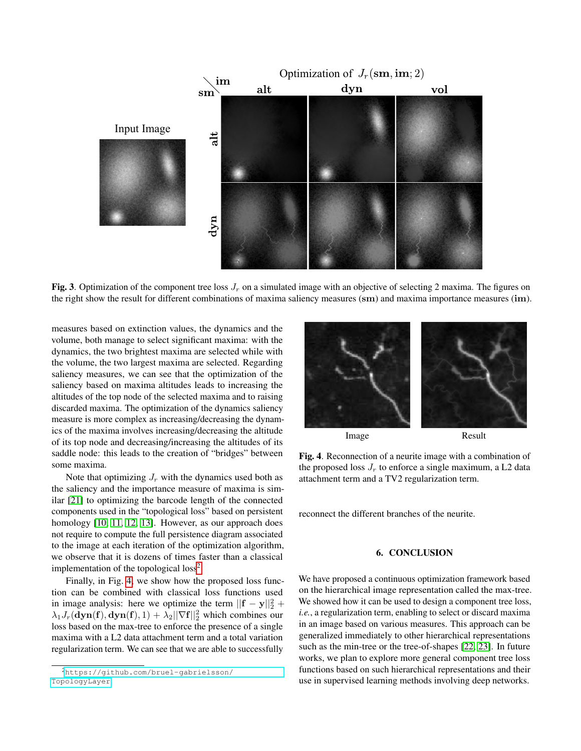Fig. 3. Optimization of the component tree loss $J_r$ on a simulated image with an objective of selecting 2 maxima. The figures on the right show the result for different combinations of maxima saliency measures (**sm**) and maxima importance measures (**im**).

measures based on extinction values, the dynamics and the volume, both manage to select significant maxima: with the dynamics, the two brightest maxima are selected while with the volume, the two largest maxima are selected. Regarding saliency measures, we can see that the optimization of the saliency based on maxima altitudes leads to increasing the altitudes of the top node of the selected maxima and to raising discarded maxima. The optimization of the dynamics saliency measure is more complex as increasing/decreasing the dynamics of the maxima involves increasing/decreasing the altitude of its top node and decreasing/increasing the altitudes of its saddle node: this leads to the creation of "bridges" between some maxima.

Note that optimizing $J_r$ with the dynamics used both as the saliency and the importance measure of maxima is similar [21] to optimizing the barcode length of the connected components used in the "topological loss" based on persistent homology [10, 11, 12, 13]. However, as our approach does not require to compute the full persistence diagram associated to the image at each iteration of the optimization algorithm, we observe that it is dozens of times faster than a classical implementation of the topological loss[2].

Finally, in Fig. 4, we show how the proposed loss function can be combined with classical loss functions used in image analysis: here we optimize the term $||\mathbf{f} - \mathbf{y}||_2^2 + \lambda_1 J_r(\mathbf{dyn}(\mathbf{f}), \mathbf{dyn}(\mathbf{f}), 1) + \lambda_2 ||\nabla \mathbf{f}||_2^2$ which combines our loss based on the max-tree to enforce the presence of a single maxima with a L2 data attachment term and a total variation regularization term. We can see that we are able to successfully reconnect the different branches of the neurite.

Fig. 4. Reconnection of a neurite image with a combination of the proposed loss $J_r$ to enforce a single maximum, a L2 data attachment term and a TV2 regularization term.

## 6. CONCLUSION

We have proposed a continuous optimization framework based on the hierarchical image representation called the max-tree. We showed how it can be used to design a component tree loss, *i.e.*, a regularization term, enabling to select or discard maxima in an image based on various measures. This approach can be generalized immediately to other hierarchical representations such as the min-tree or the tree-of-shapes [22, 23]. In future works, we plan to explore more general component tree loss functions based on such hierarchical representations and their use in supervised learning methods involving deep networks.

[2] https://github.com/bruel-gabrielsson/TopologyLayer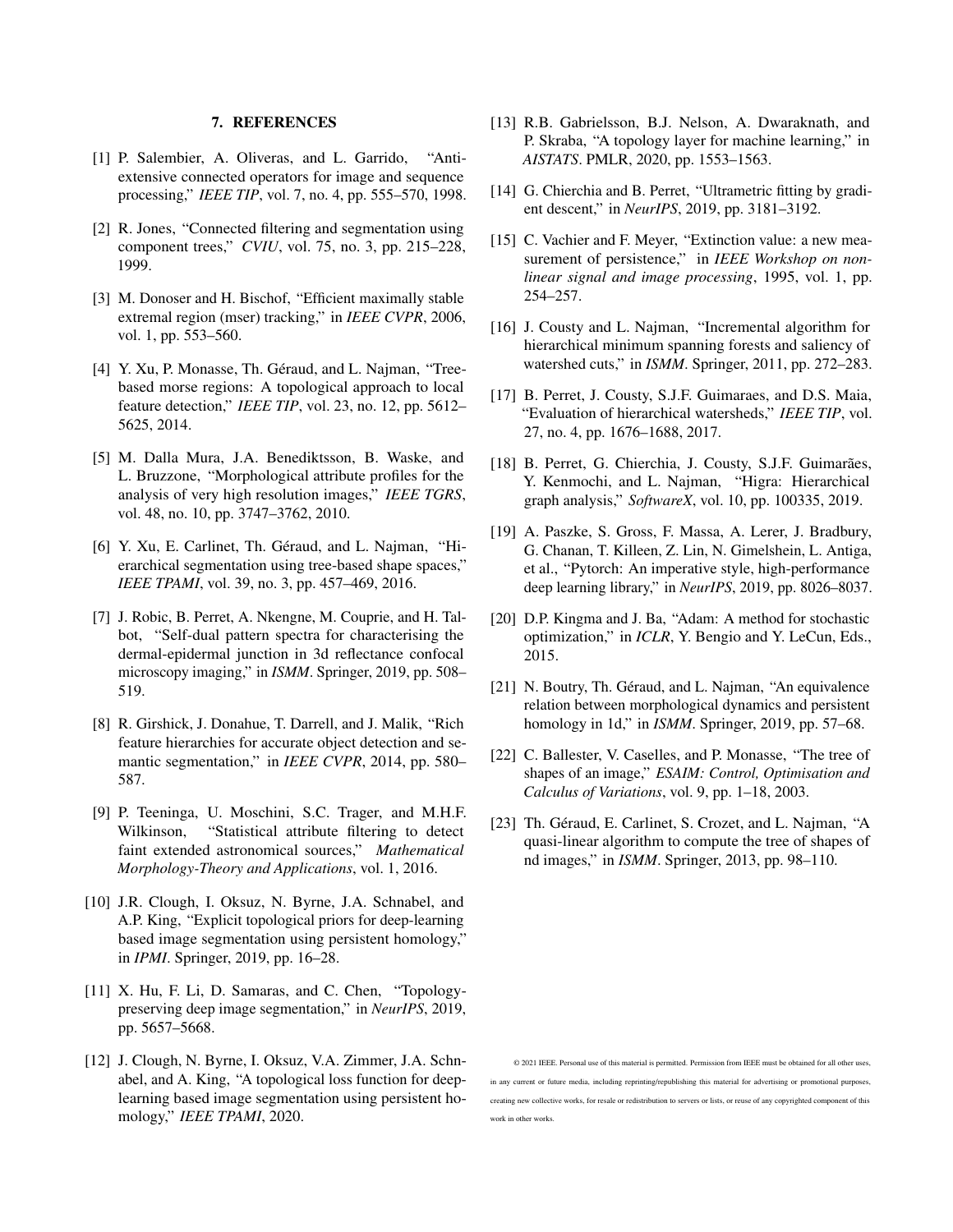## 7. REFERENCES

[1] P. Salembier, A. Oliveras, and L. Garrido, "Anti-extensive connected operators for image and sequence processing," *IEEE TIP*, vol. 7, no. 4, pp. 555–570, 1998.

[2] R. Jones, "Connected filtering and segmentation using component trees," *CVIU*, vol. 75, no. 3, pp. 215–228, 1999.

[3] M. Donoser and H. Bischof, "Efficient maximally stable extremal region (mser) tracking," in *IEEE CVPR*, 2006, vol. 1, pp. 553–560.

[4] Y. Xu, P. Monasse, Th. Géraud, and L. Najman, "Tree-based morse regions: A topological approach to local feature detection," *IEEE TIP*, vol. 23, no. 12, pp. 5612–5625, 2014.

[5] M. Dalla Mura, J.A. Benediktsson, B. Waske, and L. Bruzzone, "Morphological attribute profiles for the analysis of very high resolution images," *IEEE TGRS*, vol. 48, no. 10, pp. 3747–3762, 2010.

[6] Y. Xu, E. Carlinet, Th. Géraud, and L. Najman, "Hierarchical segmentation using tree-based shape spaces," *IEEE TPAMI*, vol. 39, no. 3, pp. 457–469, 2016.

[7] J. Robic, B. Perret, A. Nkengne, M. Couprie, and H. Talbot, "Self-dual pattern spectra for characterising the dermal-epidermal junction in 3d reflectance confocal microscopy imaging," in *ISMM*. Springer, 2019, pp. 508–519.

[8] R. Girshick, J. Donahue, T. Darrell, and J. Malik, "Rich feature hierarchies for accurate object detection and semantic segmentation," in *IEEE CVPR*, 2014, pp. 580–587.

[9] P. Teeninga, U. Moschini, S.C. Trager, and M.H.F. Wilkinson, "Statistical attribute filtering to detect faint extended astronomical sources," *Mathematical Morphology-Theory and Applications*, vol. 1, 2016.

[10] J.R. Clough, I. Oksuz, N. Byrne, J.A. Schnabel, and A.P. King, "Explicit topological priors for deep-learning based image segmentation using persistent homology," in *IPMI*. Springer, 2019, pp. 16–28.

[11] X. Hu, F. Li, D. Samaras, and C. Chen, "Topology-preserving deep image segmentation," in *NeurIPS*, 2019, pp. 5657–5668.

[12] J. Clough, N. Byrne, I. Oksuz, V.A. Zimmer, J.A. Schnabel, and A. King, "A topological loss function for deep-learning based image segmentation using persistent homology," *IEEE TPAMI*, 2020.

[13] R.B. Gabrielsson, B.J. Nelson, A. Dwaraknath, and P. Skraba, "A topology layer for machine learning," in *AISTATS*. PMLR, 2020, pp. 1553–1563.

[14] G. Chierchia and B. Perret, "Ultrametric fitting by gradient descent," in *NeurIPS*, 2019, pp. 3181–3192.

[15] C. Vachier and F. Meyer, "Extinction value: a new measurement of persistence," in *IEEE Workshop on non-linear signal and image processing*, 1995, vol. 1, pp. 254–257.

[16] J. Cousty and L. Najman, "Incremental algorithm for hierarchical minimum spanning forests and saliency of watershed cuts," in *ISMM*. Springer, 2011, pp. 272–283.

[17] B. Perret, J. Cousty, S.J.F. Guimaraes, and D.S. Maia, "Evaluation of hierarchical watersheds," *IEEE TIP*, vol. 27, no. 4, pp. 1676–1688, 2017.

[18] B. Perret, G. Chierchia, J. Cousty, S.J.F. Guimarães, Y. Kenmochi, and L. Najman, "Higra: Hierarchical graph analysis," *SoftwareX*, vol. 10, pp. 100335, 2019.

[19] A. Paszke, S. Gross, F. Massa, A. Lerer, J. Bradbury, G. Chanan, T. Killeen, Z. Lin, N. Gimelshein, L. Antiga, et al., "Pytorch: An imperative style, high-performance deep learning library," in *NeurIPS*, 2019, pp. 8026–8037.

[20] D.P. Kingma and J. Ba, "Adam: A method for stochastic optimization," in *ICLR*, Y. Bengio and Y. LeCun, Eds., 2015.

[21] N. Boutry, Th. Géraud, and L. Najman, "An equivalence relation between morphological dynamics and persistent homology in 1d," in *ISMM*. Springer, 2019, pp. 57–68.

[22] C. Ballester, V. Caselles, and P. Monasse, "The tree of shapes of an image," *ESAIM: Control, Optimisation and Calculus of Variations*, vol. 9, pp. 1–18, 2003.

[23] Th. Géraud, E. Carlinet, S. Crozet, and L. Najman, "A quasi-linear algorithm to compute the tree of shapes of nd images," in *ISMM*. Springer, 2013, pp. 98–110.

© 2021 IEEE. Personal use of this material is permitted. Permission from IEEE must be obtained for all other uses, in any current or future media, including reprinting/republishing this material for advertising or promotional purposes, creating new collective works, for resale or redistribution to servers or lists, or reuse of any copyrighted component of this work in other works.